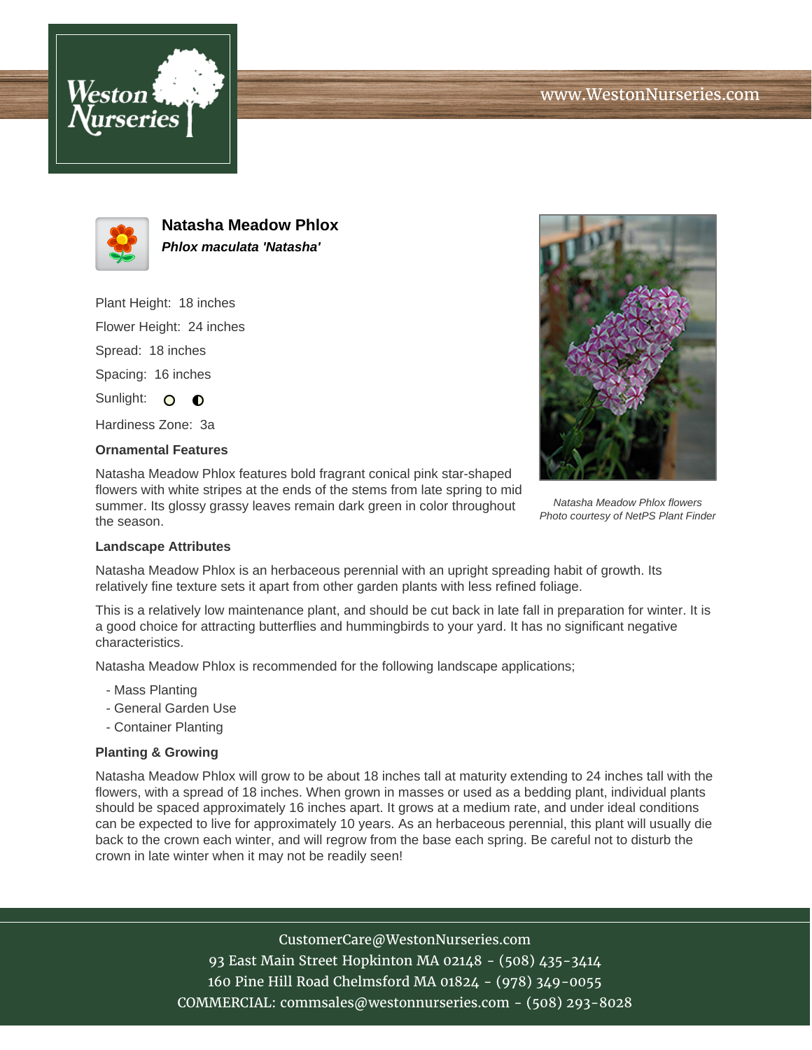# Natasha Meadow Phlox

***Phlox maculata 'Natasha'***

Plant Height: 18 inches

Flower Height: 24 inches

Spread: 18 inches

Spacing: 16 inches

Sunlight:

Hardiness Zone: 3a

### Ornamental Features

Natasha Meadow Phlox features bold fragrant conical pink star-shaped flowers with white stripes at the ends of the stems from late spring to mid summer. Its glossy grassy leaves remain dark green in color throughout the season.

*Natasha Meadow Phlox flowers*
*Photo courtesy of NetPS Plant Finder*

### Landscape Attributes

Natasha Meadow Phlox is an herbaceous perennial with an upright spreading habit of growth. Its relatively fine texture sets it apart from other garden plants with less refined foliage.

This is a relatively low maintenance plant, and should be cut back in late fall in preparation for winter. It is a good choice for attracting butterflies and hummingbirds to your yard. It has no significant negative characteristics.

Natasha Meadow Phlox is recommended for the following landscape applications;

- Mass Planting
- General Garden Use
- Container Planting

### Planting & Growing

Natasha Meadow Phlox will grow to be about 18 inches tall at maturity extending to 24 inches tall with the flowers, with a spread of 18 inches. When grown in masses or used as a bedding plant, individual plants should be spaced approximately 16 inches apart. It grows at a medium rate, and under ideal conditions can be expected to live for approximately 10 years. As an herbaceous perennial, this plant will usually die back to the crown each winter, and will regrow from the base each spring. Be careful not to disturb the crown in late winter when it may not be readily seen!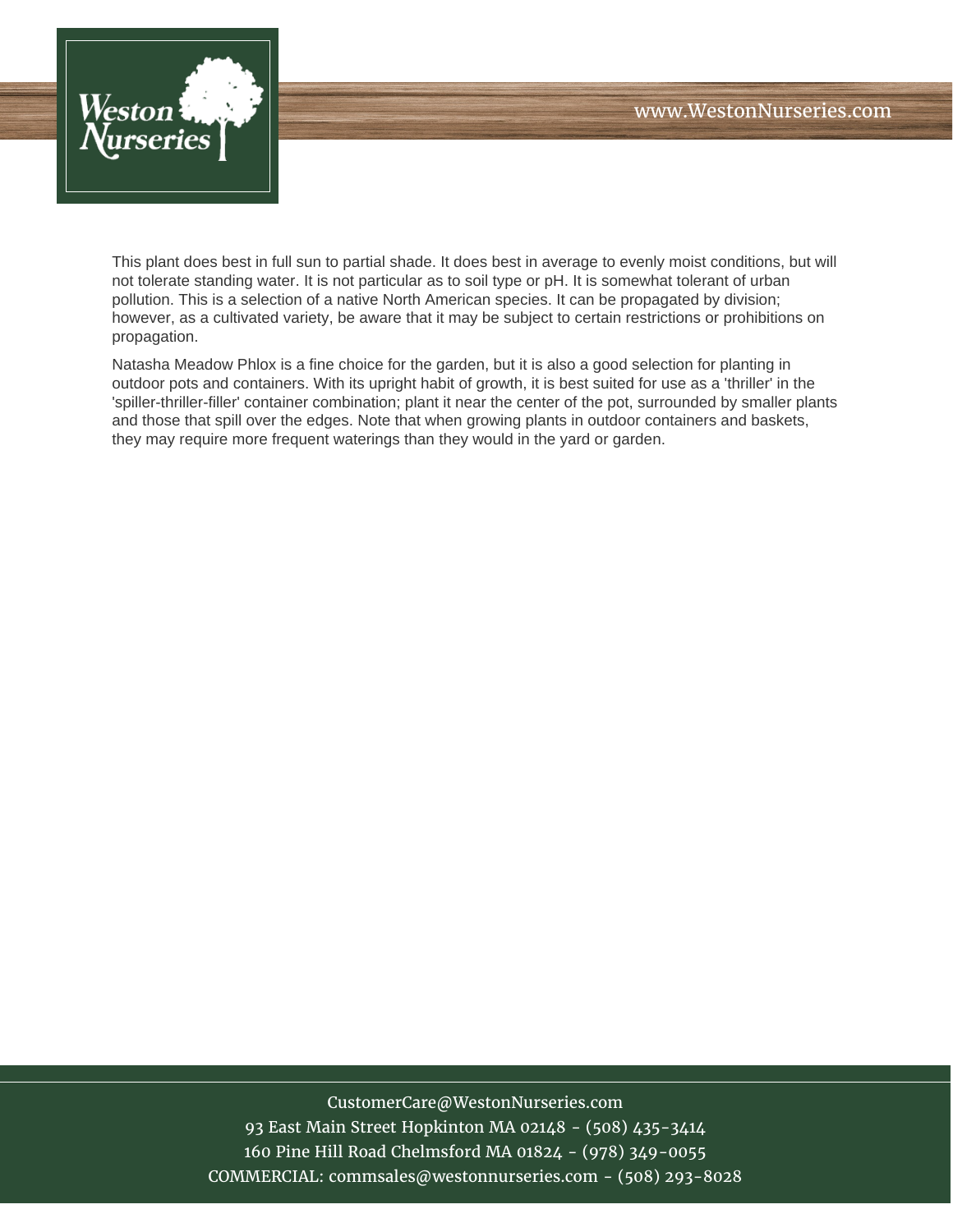This plant does best in full sun to partial shade. It does best in average to evenly moist conditions, but will not tolerate standing water. It is not particular as to soil type or pH. It is somewhat tolerant of urban pollution. This is a selection of a native North American species. It can be propagated by division; however, as a cultivated variety, be aware that it may be subject to certain restrictions or prohibitions on propagation.

Natasha Meadow Phlox is a fine choice for the garden, but it is also a good selection for planting in outdoor pots and containers. With its upright habit of growth, it is best suited for use as a 'thriller' in the 'spiller-thriller-filler' container combination; plant it near the center of the pot, surrounded by smaller plants and those that spill over the edges. Note that when growing plants in outdoor containers and baskets, they may require more frequent waterings than they would in the yard or garden.